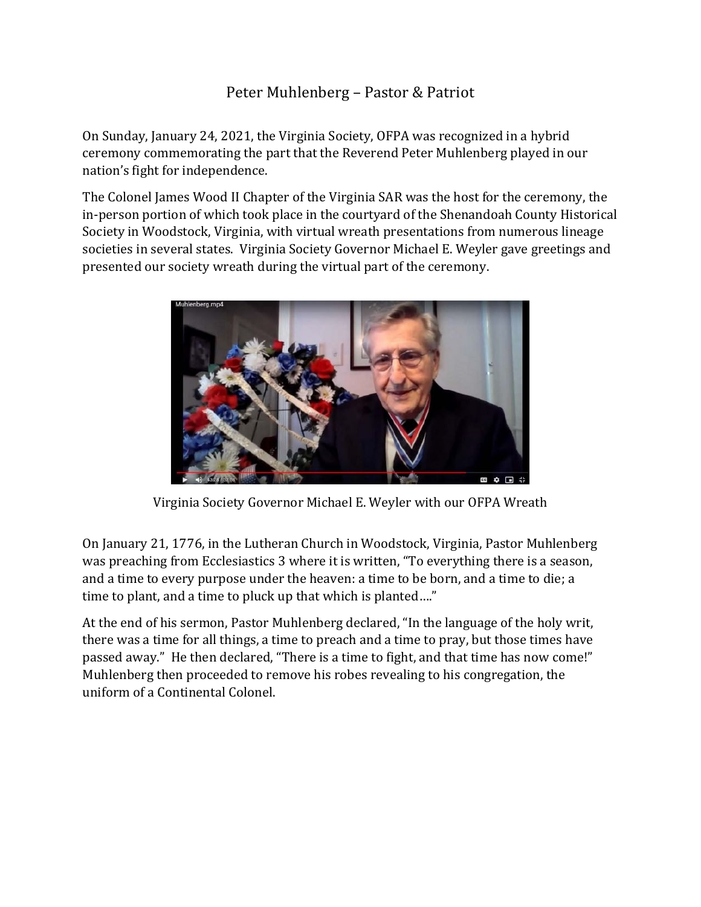# Peter Muhlenberg – Pastor & Patriot

On Sunday, January 24, 2021, the Virginia Society, OFPA was recognized in a hybrid ceremony commemorating the part that the Reverend Peter Muhlenberg played in our nation's fight for independence.

The Colonel James Wood II Chapter of the Virginia SAR was the host for the ceremony, the in-person portion of which took place in the courtyard of the Shenandoah County Historical Society in Woodstock, Virginia, with virtual wreath presentations from numerous lineage societies in several states. Virginia Society Governor Michael E. Weyler gave greetings and presented our society wreath during the virtual part of the ceremony.

Virginia Society Governor Michael E. Weyler with our OFPA Wreath

On January 21, 1776, in the Lutheran Church in Woodstock, Virginia, Pastor Muhlenberg was preaching from Ecclesiastics 3 where it is written, "To everything there is a season, and a time to every purpose under the heaven: a time to be born, and a time to die; a time to plant, and a time to pluck up that which is planted…."

At the end of his sermon, Pastor Muhlenberg declared, "In the language of the holy writ, there was a time for all things, a time to preach and a time to pray, but those times have passed away." He then declared, "There is a time to fight, and that time has now come!" Muhlenberg then proceeded to remove his robes revealing to his congregation, the uniform of a Continental Colonel.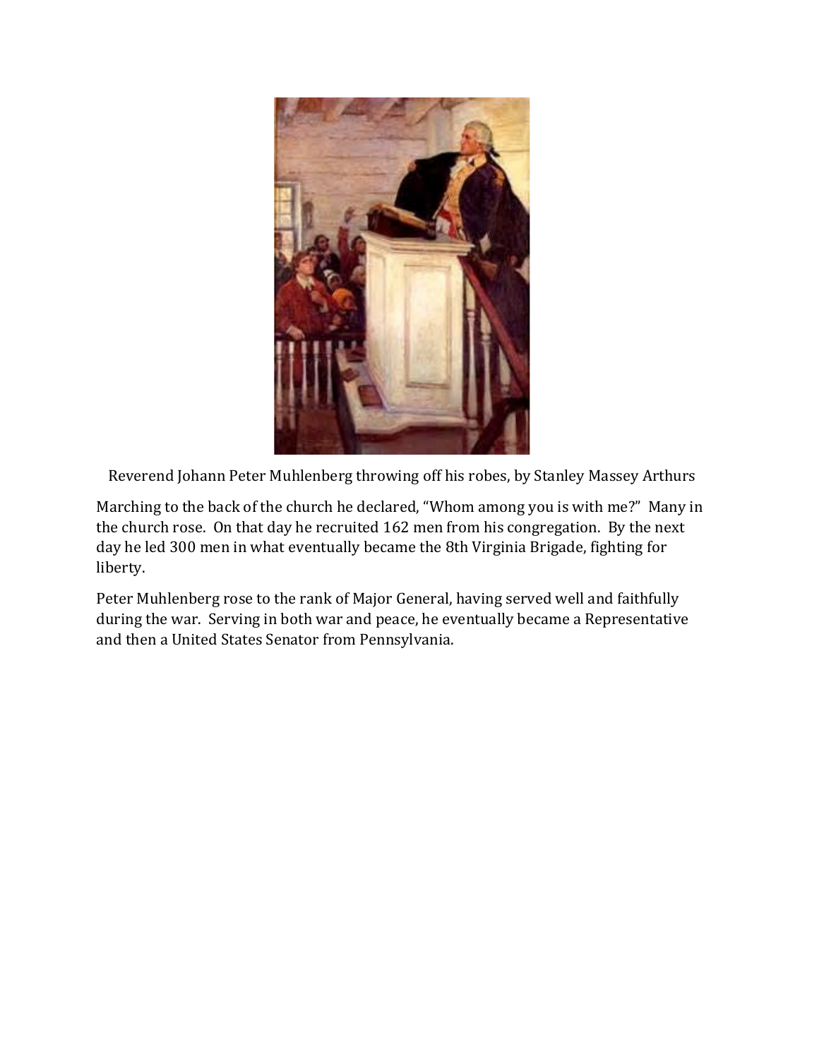Reverend Johann Peter Muhlenberg throwing off his robes, by Stanley Massey Arthurs

Marching to the back of the church he declared, "Whom among you is with me?" Many in the church rose. On that day he recruited 162 men from his congregation. By the next day he led 300 men in what eventually became the 8th Virginia Brigade, fighting for liberty.

Peter Muhlenberg rose to the rank of Major General, having served well and faithfully during the war. Serving in both war and peace, he eventually became a Representative and then a United States Senator from Pennsylvania.